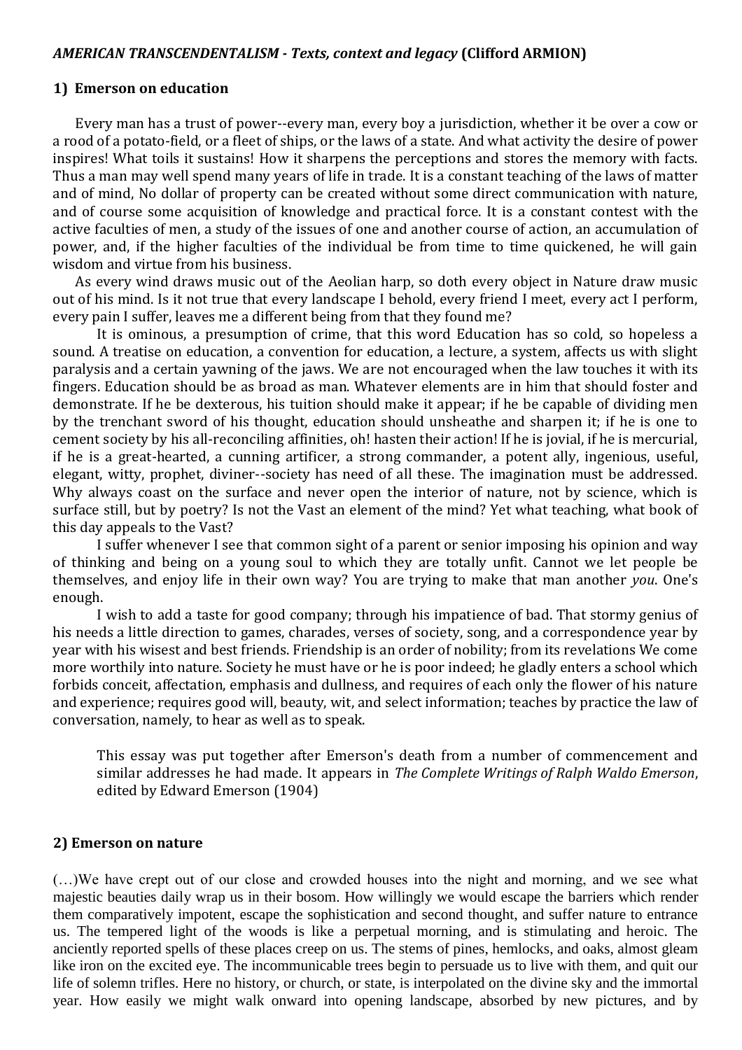***AMERICAN TRANSCENDENTALISM - Texts, context and legacy* (Clifford ARMION)**

## 1) Emerson on education

Every man has a trust of power--every man, every boy a jurisdiction, whether it be over a cow or a rood of a potato-field, or a fleet of ships, or the laws of a state. And what activity the desire of power inspires! What toils it sustains! How it sharpens the perceptions and stores the memory with facts. Thus a man may well spend many years of life in trade. It is a constant teaching of the laws of matter and of mind, No dollar of property can be created without some direct communication with nature, and of course some acquisition of knowledge and practical force. It is a constant contest with the active faculties of men, a study of the issues of one and another course of action, an accumulation of power, and, if the higher faculties of the individual be from time to time quickened, he will gain wisdom and virtue from his business.

As every wind draws music out of the Aeolian harp, so doth every object in Nature draw music out of his mind. Is it not true that every landscape I behold, every friend I meet, every act I perform, every pain I suffer, leaves me a different being from that they found me?

It is ominous, a presumption of crime, that this word Education has so cold, so hopeless a sound. A treatise on education, a convention for education, a lecture, a system, affects us with slight paralysis and a certain yawning of the jaws. We are not encouraged when the law touches it with its fingers. Education should be as broad as man. Whatever elements are in him that should foster and demonstrate. If he be dexterous, his tuition should make it appear; if he be capable of dividing men by the trenchant sword of his thought, education should unsheathe and sharpen it; if he is one to cement society by his all-reconciling affinities, oh! hasten their action! If he is jovial, if he is mercurial, if he is a great-hearted, a cunning artificer, a strong commander, a potent ally, ingenious, useful, elegant, witty, prophet, diviner--society has need of all these. The imagination must be addressed. Why always coast on the surface and never open the interior of nature, not by science, which is surface still, but by poetry? Is not the Vast an element of the mind? Yet what teaching, what book of this day appeals to the Vast?

I suffer whenever I see that common sight of a parent or senior imposing his opinion and way of thinking and being on a young soul to which they are totally unfit. Cannot we let people be themselves, and enjoy life in their own way? You are trying to make that man another *you*. One's enough.

I wish to add a taste for good company; through his impatience of bad. That stormy genius of his needs a little direction to games, charades, verses of society, song, and a correspondence year by year with his wisest and best friends. Friendship is an order of nobility; from its revelations We come more worthily into nature. Society he must have or he is poor indeed; he gladly enters a school which forbids conceit, affectation, emphasis and dullness, and requires of each only the flower of his nature and experience; requires good will, beauty, wit, and select information; teaches by practice the law of conversation, namely, to hear as well as to speak.

> This essay was put together after Emerson's death from a number of commencement and similar addresses he had made. It appears in *The Complete Writings of Ralph Waldo Emerson*, edited by Edward Emerson (1904)

## 2) Emerson on nature

(…)We have crept out of our close and crowded houses into the night and morning, and we see what majestic beauties daily wrap us in their bosom. How willingly we would escape the barriers which render them comparatively impotent, escape the sophistication and second thought, and suffer nature to entrance us. The tempered light of the woods is like a perpetual morning, and is stimulating and heroic. The anciently reported spells of these places creep on us. The stems of pines, hemlocks, and oaks, almost gleam like iron on the excited eye. The incommunicable trees begin to persuade us to live with them, and quit our life of solemn trifles. Here no history, or church, or state, is interpolated on the divine sky and the immortal year. How easily we might walk onward into opening landscape, absorbed by new pictures, and by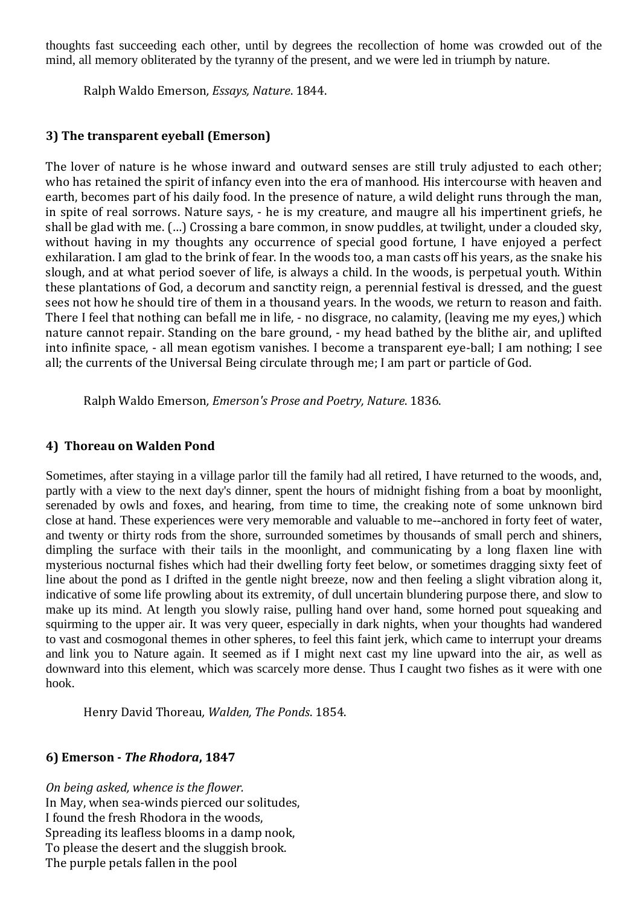thoughts fast succeeding each other, until by degrees the recollection of home was crowded out of the mind, all memory obliterated by the tyranny of the present, and we were led in triumph by nature.

Ralph Waldo Emerson*, Essays, Nature*. 1844.

### 3) The transparent eyeball (Emerson)

The lover of nature is he whose inward and outward senses are still truly adjusted to each other; who has retained the spirit of infancy even into the era of manhood. His intercourse with heaven and earth, becomes part of his daily food. In the presence of nature, a wild delight runs through the man, in spite of real sorrows. Nature says, - he is my creature, and maugre all his impertinent griefs, he shall be glad with me. (…) Crossing a bare common, in snow puddles, at twilight, under a clouded sky, without having in my thoughts any occurrence of special good fortune, I have enjoyed a perfect exhilaration. I am glad to the brink of fear. In the woods too, a man casts off his years, as the snake his slough, and at what period soever of life, is always a child. In the woods, is perpetual youth. Within these plantations of God, a decorum and sanctity reign, a perennial festival is dressed, and the guest sees not how he should tire of them in a thousand years. In the woods, we return to reason and faith. There I feel that nothing can befall me in life, - no disgrace, no calamity, (leaving me my eyes,) which nature cannot repair. Standing on the bare ground, - my head bathed by the blithe air, and uplifted into infinite space, - all mean egotism vanishes. I become a transparent eye-ball; I am nothing; I see all; the currents of the Universal Being circulate through me; I am part or particle of God.

Ralph Waldo Emerson*, Emerson's Prose and Poetry, Nature*. 1836.

### 4) Thoreau on Walden Pond

Sometimes, after staying in a village parlor till the family had all retired, I have returned to the woods, and, partly with a view to the next day's dinner, spent the hours of midnight fishing from a boat by moonlight, serenaded by owls and foxes, and hearing, from time to time, the creaking note of some unknown bird close at hand. These experiences were very memorable and valuable to me--anchored in forty feet of water, and twenty or thirty rods from the shore, surrounded sometimes by thousands of small perch and shiners, dimpling the surface with their tails in the moonlight, and communicating by a long flaxen line with mysterious nocturnal fishes which had their dwelling forty feet below, or sometimes dragging sixty feet of line about the pond as I drifted in the gentle night breeze, now and then feeling a slight vibration along it, indicative of some life prowling about its extremity, of dull uncertain blundering purpose there, and slow to make up its mind. At length you slowly raise, pulling hand over hand, some horned pout squeaking and squirming to the upper air. It was very queer, especially in dark nights, when your thoughts had wandered to vast and cosmogonal themes in other spheres, to feel this faint jerk, which came to interrupt your dreams and link you to Nature again. It seemed as if I might next cast my line upward into the air, as well as downward into this element, which was scarcely more dense. Thus I caught two fishes as it were with one hook.

Henry David Thoreau*, Walden, The Ponds*. 1854.

### 6) Emerson - *The Rhodora*, 1847

*On being asked, whence is the flower.*  
In May, when sea-winds pierced our solitudes,  
I found the fresh Rhodora in the woods,  
Spreading its leafless blooms in a damp nook,  
To please the desert and the sluggish brook.  
The purple petals fallen in the pool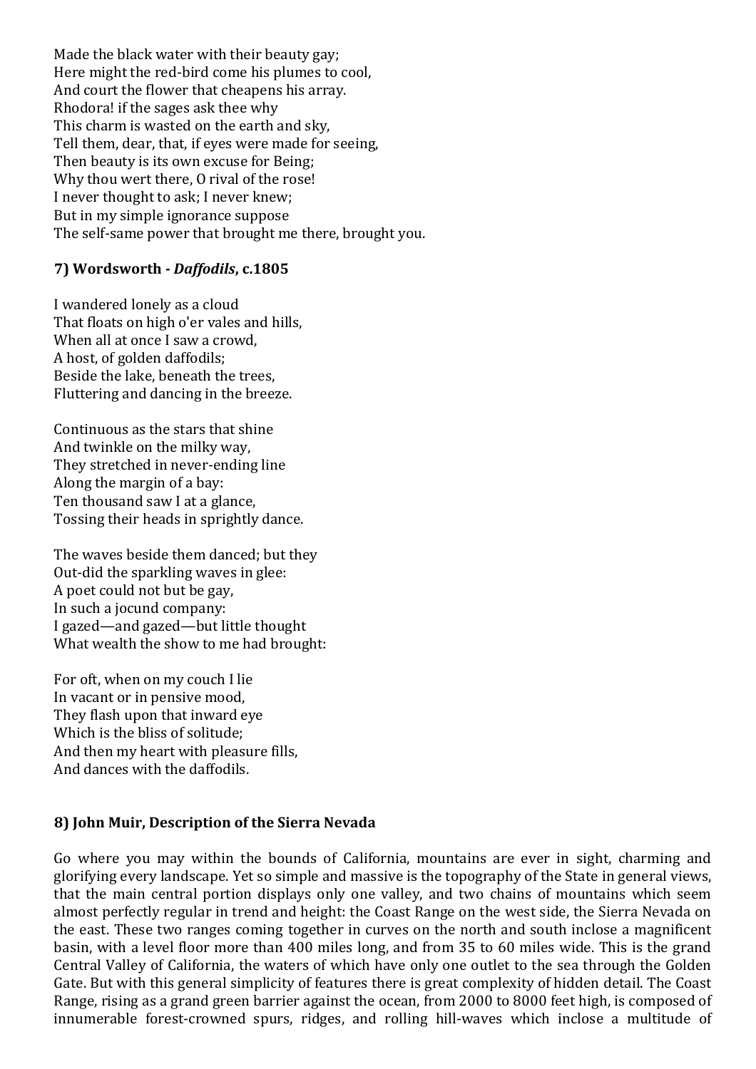Made the black water with their beauty gay;
Here might the red-bird come his plumes to cool,
And court the flower that cheapens his array.
Rhodora! if the sages ask thee why
This charm is wasted on the earth and sky,
Tell them, dear, that, if eyes were made for seeing,
Then beauty is its own excuse for Being;
Why thou wert there, O rival of the rose!
I never thought to ask; I never knew;
But in my simple ignorance suppose
The self-same power that brought me there, brought you.

### 7) Wordsworth - *Daffodils*, c.1805

I wandered lonely as a cloud
That floats on high o'er vales and hills,
When all at once I saw a crowd,
A host, of golden daffodils;
Beside the lake, beneath the trees,
Fluttering and dancing in the breeze.

Continuous as the stars that shine
And twinkle on the milky way,
They stretched in never-ending line
Along the margin of a bay:
Ten thousand saw I at a glance,
Tossing their heads in sprightly dance.

The waves beside them danced; but they
Out-did the sparkling waves in glee:
A poet could not but be gay,
In such a jocund company:
I gazed—and gazed—but little thought
What wealth the show to me had brought:

For oft, when on my couch I lie
In vacant or in pensive mood,
They flash upon that inward eye
Which is the bliss of solitude;
And then my heart with pleasure fills,
And dances with the daffodils.

### 8) John Muir, Description of the Sierra Nevada

Go where you may within the bounds of California, mountains are ever in sight, charming and glorifying every landscape. Yet so simple and massive is the topography of the State in general views, that the main central portion displays only one valley, and two chains of mountains which seem almost perfectly regular in trend and height: the Coast Range on the west side, the Sierra Nevada on the east. These two ranges coming together in curves on the north and south inclose a magnificent basin, with a level floor more than 400 miles long, and from 35 to 60 miles wide. This is the grand Central Valley of California, the waters of which have only one outlet to the sea through the Golden Gate. But with this general simplicity of features there is great complexity of hidden detail. The Coast Range, rising as a grand green barrier against the ocean, from 2000 to 8000 feet high, is composed of innumerable forest-crowned spurs, ridges, and rolling hill-waves which inclose a multitude of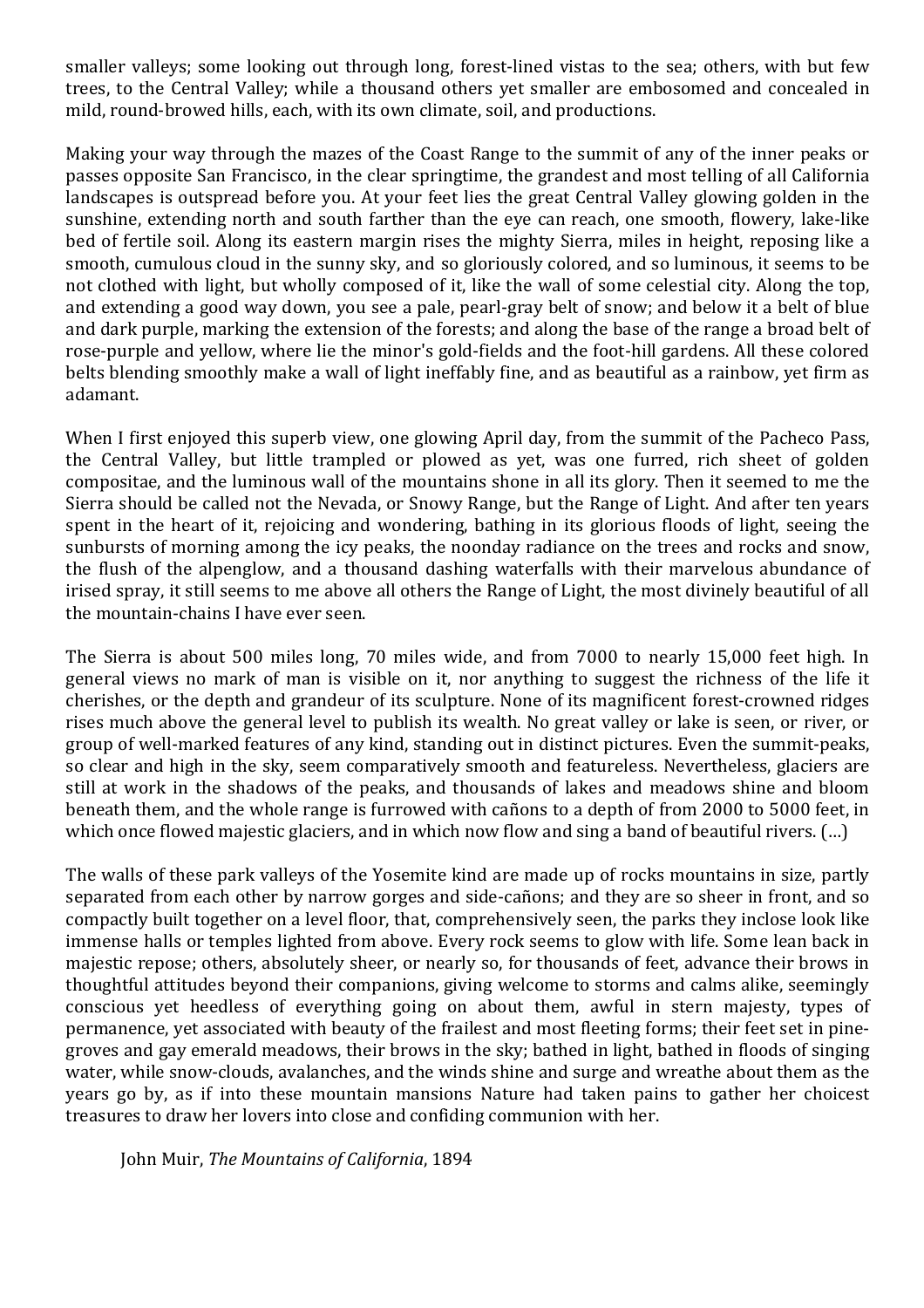smaller valleys; some looking out through long, forest-lined vistas to the sea; others, with but few trees, to the Central Valley; while a thousand others yet smaller are embosomed and concealed in mild, round-browed hills, each, with its own climate, soil, and productions.

Making your way through the mazes of the Coast Range to the summit of any of the inner peaks or passes opposite San Francisco, in the clear springtime, the grandest and most telling of all California landscapes is outspread before you. At your feet lies the great Central Valley glowing golden in the sunshine, extending north and south farther than the eye can reach, one smooth, flowery, lake-like bed of fertile soil. Along its eastern margin rises the mighty Sierra, miles in height, reposing like a smooth, cumulous cloud in the sunny sky, and so gloriously colored, and so luminous, it seems to be not clothed with light, but wholly composed of it, like the wall of some celestial city. Along the top, and extending a good way down, you see a pale, pearl-gray belt of snow; and below it a belt of blue and dark purple, marking the extension of the forests; and along the base of the range a broad belt of rose-purple and yellow, where lie the minor's gold-fields and the foot-hill gardens. All these colored belts blending smoothly make a wall of light ineffably fine, and as beautiful as a rainbow, yet firm as adamant.

When I first enjoyed this superb view, one glowing April day, from the summit of the Pacheco Pass, the Central Valley, but little trampled or plowed as yet, was one furred, rich sheet of golden compositae, and the luminous wall of the mountains shone in all its glory. Then it seemed to me the Sierra should be called not the Nevada, or Snowy Range, but the Range of Light. And after ten years spent in the heart of it, rejoicing and wondering, bathing in its glorious floods of light, seeing the sunbursts of morning among the icy peaks, the noonday radiance on the trees and rocks and snow, the flush of the alpenglow, and a thousand dashing waterfalls with their marvelous abundance of irised spray, it still seems to me above all others the Range of Light, the most divinely beautiful of all the mountain-chains I have ever seen.

The Sierra is about 500 miles long, 70 miles wide, and from 7000 to nearly 15,000 feet high. In general views no mark of man is visible on it, nor anything to suggest the richness of the life it cherishes, or the depth and grandeur of its sculpture. None of its magnificent forest-crowned ridges rises much above the general level to publish its wealth. No great valley or lake is seen, or river, or group of well-marked features of any kind, standing out in distinct pictures. Even the summit-peaks, so clear and high in the sky, seem comparatively smooth and featureless. Nevertheless, glaciers are still at work in the shadows of the peaks, and thousands of lakes and meadows shine and bloom beneath them, and the whole range is furrowed with cañons to a depth of from 2000 to 5000 feet, in which once flowed majestic glaciers, and in which now flow and sing a band of beautiful rivers. (…)

The walls of these park valleys of the Yosemite kind are made up of rocks mountains in size, partly separated from each other by narrow gorges and side-cañons; and they are so sheer in front, and so compactly built together on a level floor, that, comprehensively seen, the parks they inclose look like immense halls or temples lighted from above. Every rock seems to glow with life. Some lean back in majestic repose; others, absolutely sheer, or nearly so, for thousands of feet, advance their brows in thoughtful attitudes beyond their companions, giving welcome to storms and calms alike, seemingly conscious yet heedless of everything going on about them, awful in stern majesty, types of permanence, yet associated with beauty of the frailest and most fleeting forms; their feet set in pine-groves and gay emerald meadows, their brows in the sky; bathed in light, bathed in floods of singing water, while snow-clouds, avalanches, and the winds shine and surge and wreathe about them as the years go by, as if into these mountain mansions Nature had taken pains to gather her choicest treasures to draw her lovers into close and confiding communion with her.

John Muir, *The Mountains of California*, 1894